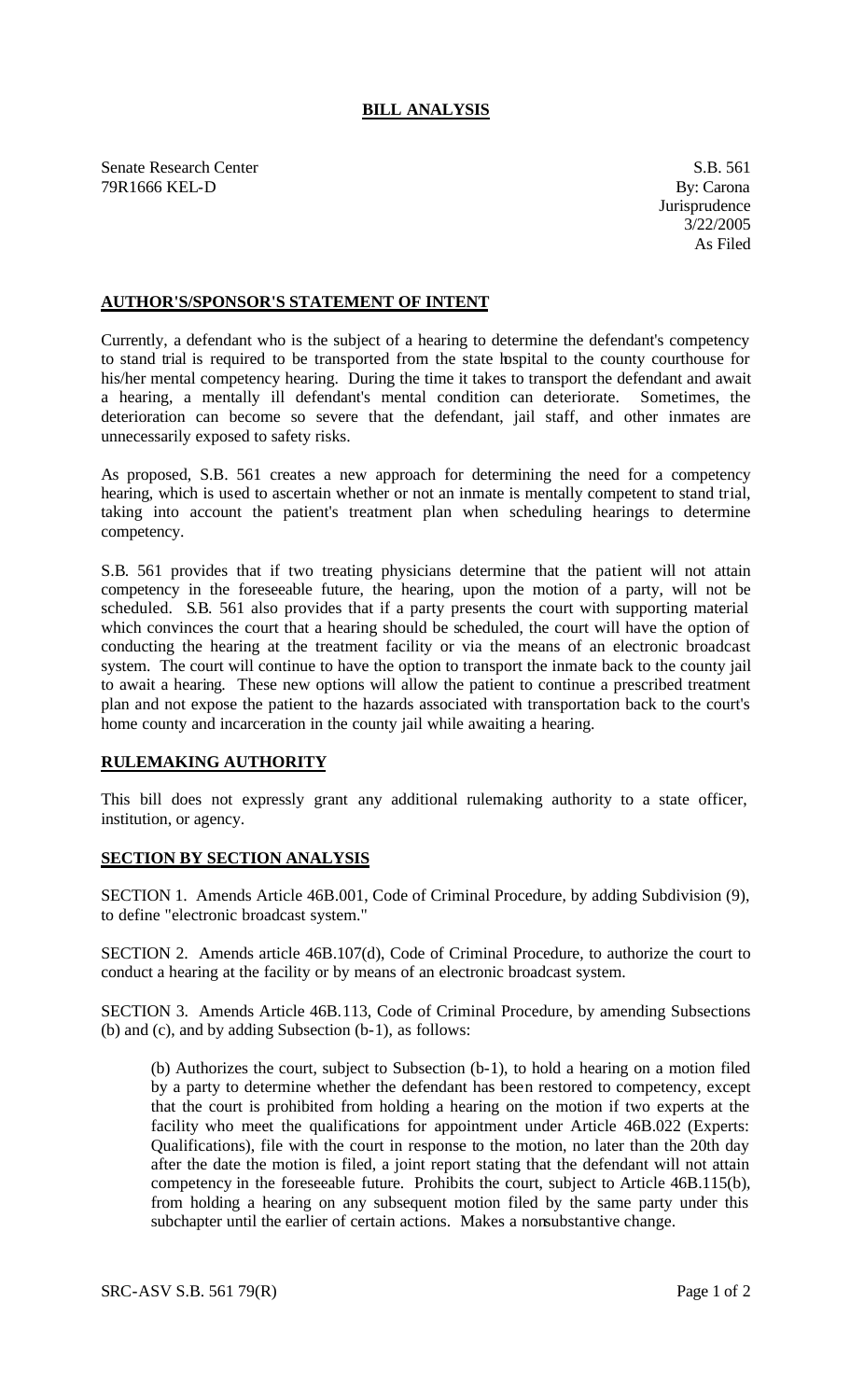# BILL ANALYSIS

Senate Research Center
79R1666 KEL-D

S.B. 561
By: Carona
Jurisprudence
3/22/2005
As Filed

## AUTHOR'S/SPONSOR'S STATEMENT OF INTENT

Currently, a defendant who is the subject of a hearing to determine the defendant's competency to stand trial is required to be transported from the state hospital to the county courthouse for his/her mental competency hearing. During the time it takes to transport the defendant and await a hearing, a mentally ill defendant's mental condition can deteriorate. Sometimes, the deterioration can become so severe that the defendant, jail staff, and other inmates are unnecessarily exposed to safety risks.

As proposed, S.B. 561 creates a new approach for determining the need for a competency hearing, which is used to ascertain whether or not an inmate is mentally competent to stand trial, taking into account the patient's treatment plan when scheduling hearings to determine competency.

S.B. 561 provides that if two treating physicians determine that the patient will not attain competency in the foreseeable future, the hearing, upon the motion of a party, will not be scheduled. S.B. 561 also provides that if a party presents the court with supporting material which convinces the court that a hearing should be scheduled, the court will have the option of conducting the hearing at the treatment facility or via the means of an electronic broadcast system. The court will continue to have the option to transport the inmate back to the county jail to await a hearing. These new options will allow the patient to continue a prescribed treatment plan and not expose the patient to the hazards associated with transportation back to the court's home county and incarceration in the county jail while awaiting a hearing.

## RULEMAKING AUTHORITY

This bill does not expressly grant any additional rulemaking authority to a state officer, institution, or agency.

## SECTION BY SECTION ANALYSIS

SECTION 1. Amends Article 46B.001, Code of Criminal Procedure, by adding Subdivision (9), to define "electronic broadcast system."

SECTION 2. Amends article 46B.107(d), Code of Criminal Procedure, to authorize the court to conduct a hearing at the facility or by means of an electronic broadcast system.

SECTION 3. Amends Article 46B.113, Code of Criminal Procedure, by amending Subsections (b) and (c), and by adding Subsection (b-1), as follows:

> (b) Authorizes the court, subject to Subsection (b-1), to hold a hearing on a motion filed by a party to determine whether the defendant has been restored to competency, except that the court is prohibited from holding a hearing on the motion if two experts at the facility who meet the qualifications for appointment under Article 46B.022 (Experts: Qualifications), file with the court in response to the motion, no later than the 20th day after the date the motion is filed, a joint report stating that the defendant will not attain competency in the foreseeable future. Prohibits the court, subject to Article 46B.115(b), from holding a hearing on any subsequent motion filed by the same party under this subchapter until the earlier of certain actions. Makes a nonsubstantive change.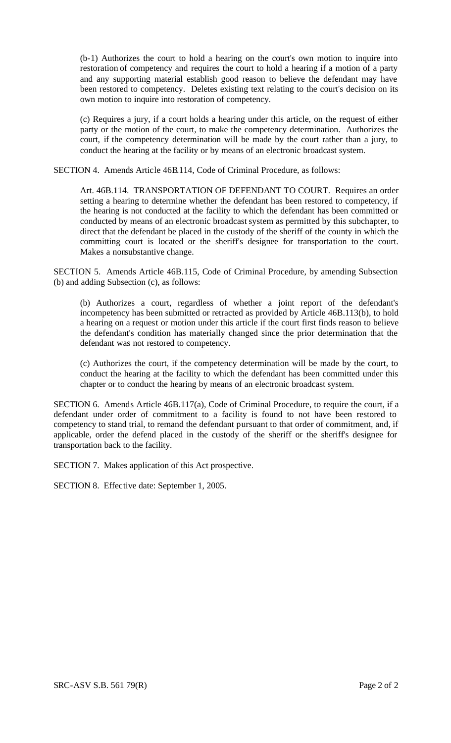(b-1) Authorizes the court to hold a hearing on the court's own motion to inquire into restoration of competency and requires the court to hold a hearing if a motion of a party and any supporting material establish good reason to believe the defendant may have been restored to competency. Deletes existing text relating to the court's decision on its own motion to inquire into restoration of competency.

(c) Requires a jury, if a court holds a hearing under this article, on the request of either party or the motion of the court, to make the competency determination. Authorizes the court, if the competency determination will be made by the court rather than a jury, to conduct the hearing at the facility or by means of an electronic broadcast system.

SECTION 4. Amends Article 46B.114, Code of Criminal Procedure, as follows:

Art. 46B.114. TRANSPORTATION OF DEFENDANT TO COURT. Requires an order setting a hearing to determine whether the defendant has been restored to competency, if the hearing is not conducted at the facility to which the defendant has been committed or conducted by means of an electronic broadcast system as permitted by this subchapter, to direct that the defendant be placed in the custody of the sheriff of the county in which the committing court is located or the sheriff's designee for transportation to the court. Makes a nonsubstantive change.

SECTION 5. Amends Article 46B.115, Code of Criminal Procedure, by amending Subsection (b) and adding Subsection (c), as follows:

(b) Authorizes a court, regardless of whether a joint report of the defendant's incompetency has been submitted or retracted as provided by Article 46B.113(b), to hold a hearing on a request or motion under this article if the court first finds reason to believe the defendant's condition has materially changed since the prior determination that the defendant was not restored to competency.

(c) Authorizes the court, if the competency determination will be made by the court, to conduct the hearing at the facility to which the defendant has been committed under this chapter or to conduct the hearing by means of an electronic broadcast system.

SECTION 6. Amends Article 46B.117(a), Code of Criminal Procedure, to require the court, if a defendant under order of commitment to a facility is found to not have been restored to competency to stand trial, to remand the defendant pursuant to that order of commitment, and, if applicable, order the defend placed in the custody of the sheriff or the sheriff's designee for transportation back to the facility.

SECTION 7. Makes application of this Act prospective.

SECTION 8. Effective date: September 1, 2005.

SRC-ASV S.B. 561 79(R)